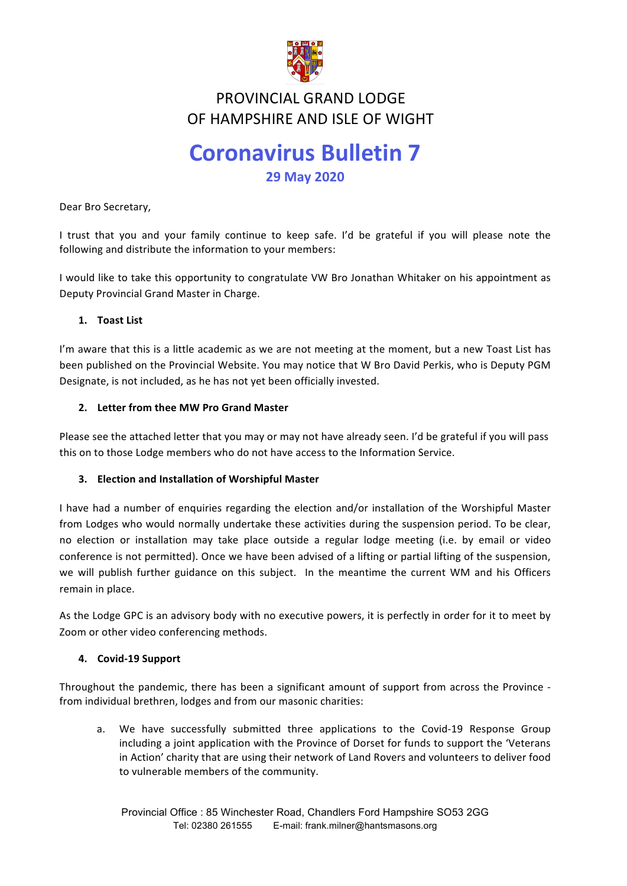PROVINCIAL GRAND LODGE
OF HAMPSHIRE AND ISLE OF WIGHT

# Coronavirus Bulletin 7

## 29 May 2020

Dear Bro Secretary,

I trust that you and your family continue to keep safe. I'd be grateful if you will please note the following and distribute the information to your members:

I would like to take this opportunity to congratulate VW Bro Jonathan Whitaker on his appointment as Deputy Provincial Grand Master in Charge.

1. **Toast List**

I'm aware that this is a little academic as we are not meeting at the moment, but a new Toast List has been published on the Provincial Website. You may notice that W Bro David Perkis, who is Deputy PGM Designate, is not included, as he has not yet been officially invested.

2. **Letter from thee MW Pro Grand Master**

Please see the attached letter that you may or may not have already seen. I'd be grateful if you will pass this on to those Lodge members who do not have access to the Information Service.

3. **Election and Installation of Worshipful Master**

I have had a number of enquiries regarding the election and/or installation of the Worshipful Master from Lodges who would normally undertake these activities during the suspension period. To be clear, no election or installation may take place outside a regular lodge meeting (i.e. by email or video conference is not permitted). Once we have been advised of a lifting or partial lifting of the suspension, we will publish further guidance on this subject. In the meantime the current WM and his Officers remain in place.

As the Lodge GPC is an advisory body with no executive powers, it is perfectly in order for it to meet by Zoom or other video conferencing methods.

4. **Covid-19 Support**

Throughout the pandemic, there has been a significant amount of support from across the Province - from individual brethren, lodges and from our masonic charities:

a. We have successfully submitted three applications to the Covid-19 Response Group including a joint application with the Province of Dorset for funds to support the 'Veterans in Action' charity that are using their network of Land Rovers and volunteers to deliver food to vulnerable members of the community.

Provincial Office : 85 Winchester Road, Chandlers Ford Hampshire SO53 2GG
Tel: 02380 261555 E-mail: frank.milner@hantsmasons.org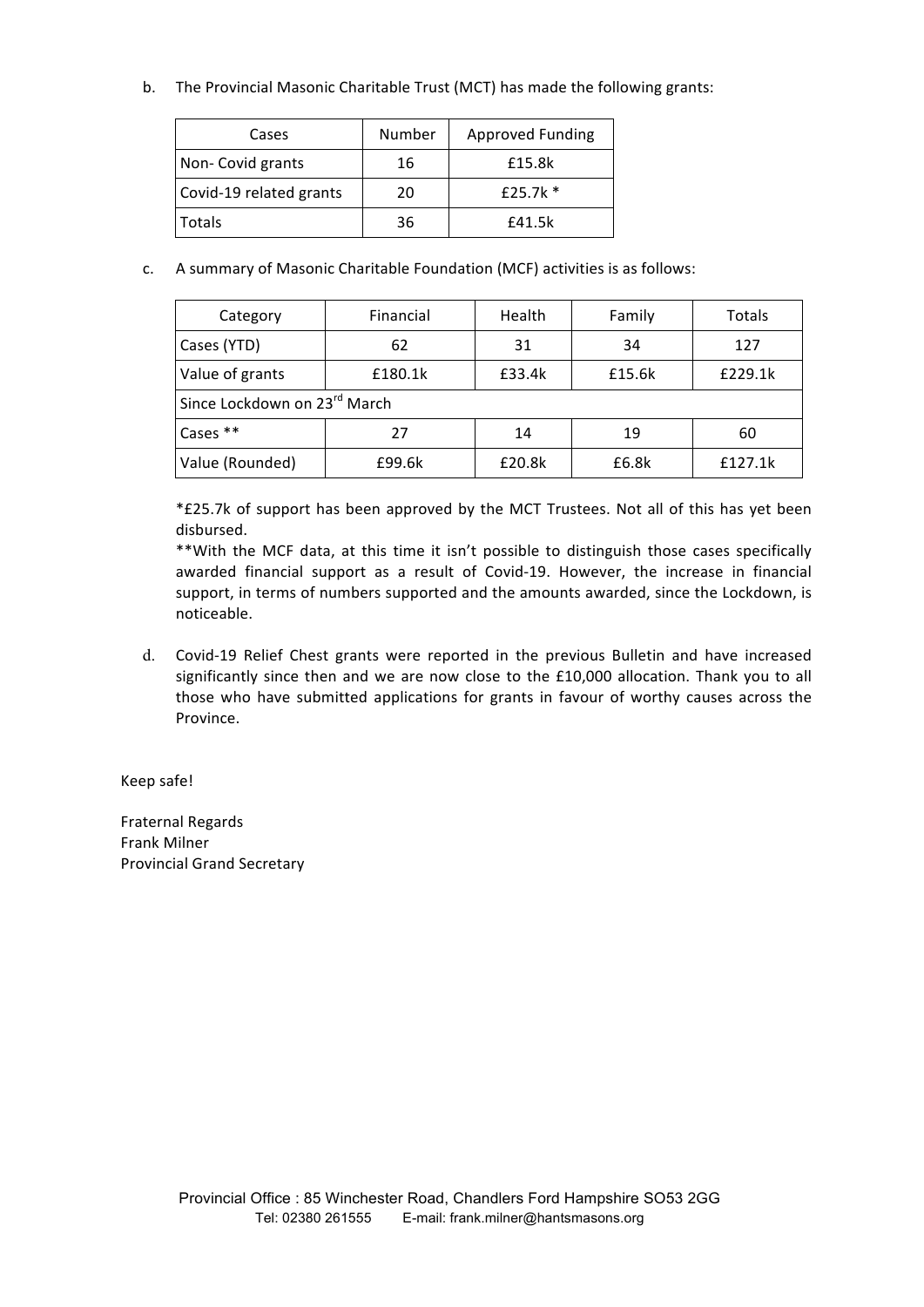b. The Provincial Masonic Charitable Trust (MCT) has made the following grants:

| Cases | Number | Approved Funding |
|---|---|---|
| Non- Covid grants | 16 | £15.8k |
| Covid-19 related grants | 20 | £25.7k * |
| Totals | 36 | £41.5k |

c. A summary of Masonic Charitable Foundation (MCF) activities is as follows:

| Category | Financial | Health | Family | Totals |
|---|---|---|---|---|
| Cases (YTD) | 62 | 31 | 34 | 127 |
| Value of grants | £180.1k | £33.4k | £15.6k | £229.1k |
| Since Lockdown on 23rd March | | | | |
| Cases ** | 27 | 14 | 19 | 60 |
| Value (Rounded) | £99.6k | £20.8k | £6.8k | £127.1k |

*£25.7k of support has been approved by the MCT Trustees. Not all of this has yet been disbursed.

**With the MCF data, at this time it isn't possible to distinguish those cases specifically awarded financial support as a result of Covid-19. However, the increase in financial support, in terms of numbers supported and the amounts awarded, since the Lockdown, is noticeable.

d. Covid-19 Relief Chest grants were reported in the previous Bulletin and have increased significantly since then and we are now close to the £10,000 allocation. Thank you to all those who have submitted applications for grants in favour of worthy causes across the Province.

Keep safe!

Fraternal Regards
Frank Milner
Provincial Grand Secretary

Provincial Office : 85 Winchester Road, Chandlers Ford Hampshire SO53 2GG
Tel: 02380 261555 E-mail: frank.milner@hantsmasons.org